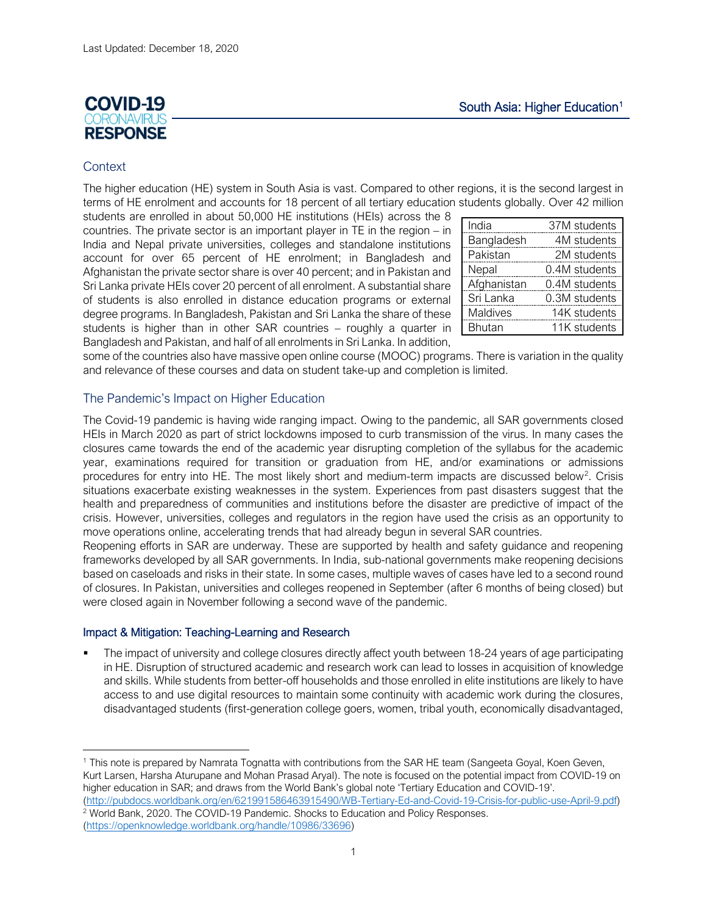Last Updated: December 18, 2020

**COVID-19 CORONAVIRUS RESPONSE**

# South Asia: Higher Education[1]

## Context

The higher education (HE) system in South Asia is vast. Compared to other regions, it is the second largest in terms of HE enrolment and accounts for 18 percent of all tertiary education students globally. Over 42 million students are enrolled in about 50,000 HE institutions (HEIs) across the 8 countries. The private sector is an important player in TE in the region – in India and Nepal private universities, colleges and standalone institutions account for over 65 percent of HE enrolment; in Bangladesh and Afghanistan the private sector share is over 40 percent; and in Pakistan and Sri Lanka private HEIs cover 20 percent of all enrolment. A substantial share of students is also enrolled in distance education programs or external degree programs. In Bangladesh, Pakistan and Sri Lanka the share of these students is higher than in other SAR countries – roughly a quarter in Bangladesh and Pakistan, and half of all enrolments in Sri Lanka. In addition, some of the countries also have massive open online course (MOOC) programs. There is variation in the quality and relevance of these courses and data on student take-up and completion is limited.

| Country | Students |
|---|---|
| India | 37M students |
| Bangladesh | 4M students |
| Pakistan | 2M students |
| Nepal | 0.4M students |
| Afghanistan | 0.4M students |
| Sri Lanka | 0.3M students |
| Maldives | 14K students |
| Bhutan | 11K students |

## The Pandemic's Impact on Higher Education

The Covid-19 pandemic is having wide ranging impact. Owing to the pandemic, all SAR governments closed HEIs in March 2020 as part of strict lockdowns imposed to curb transmission of the virus. In many cases the closures came towards the end of the academic year disrupting completion of the syllabus for the academic year, examinations required for transition or graduation from HE, and/or examinations or admissions procedures for entry into HE. The most likely short and medium-term impacts are discussed below[2]. Crisis situations exacerbate existing weaknesses in the system. Experiences from past disasters suggest that the health and preparedness of communities and institutions before the disaster are predictive of impact of the crisis. However, universities, colleges and regulators in the region have used the crisis as an opportunity to move operations online, accelerating trends that had already begun in several SAR countries.

Reopening efforts in SAR are underway. These are supported by health and safety guidance and reopening frameworks developed by all SAR governments. In India, sub-national governments make reopening decisions based on caseloads and risks in their state. In some cases, multiple waves of cases have led to a second round of closures. In Pakistan, universities and colleges reopened in September (after 6 months of being closed) but were closed again in November following a second wave of the pandemic.

### Impact & Mitigation: Teaching-Learning and Research

- The impact of university and college closures directly affect youth between 18-24 years of age participating in HE. Disruption of structured academic and research work can lead to losses in acquisition of knowledge and skills. While students from better-off households and those enrolled in elite institutions are likely to have access to and use digital resources to maintain some continuity with academic work during the closures, disadvantaged students (first-generation college goers, women, tribal youth, economically disadvantaged,

---

[1] This note is prepared by Namrata Tognatta with contributions from the SAR HE team (Sangeeta Goyal, Koen Geven, Kurt Larsen, Harsha Aturupane and Mohan Prasad Aryal). The note is focused on the potential impact from COVID-19 on higher education in SAR; and draws from the World Bank's global note 'Tertiary Education and COVID-19'. (http://pubdocs.worldbank.org/en/621991586463915490/WB-Tertiary-Ed-and-Covid-19-Crisis-for-public-use-April-9.pdf)

[2] World Bank, 2020. The COVID-19 Pandemic. Shocks to Education and Policy Responses. (https://openknowledge.worldbank.org/handle/10986/33696)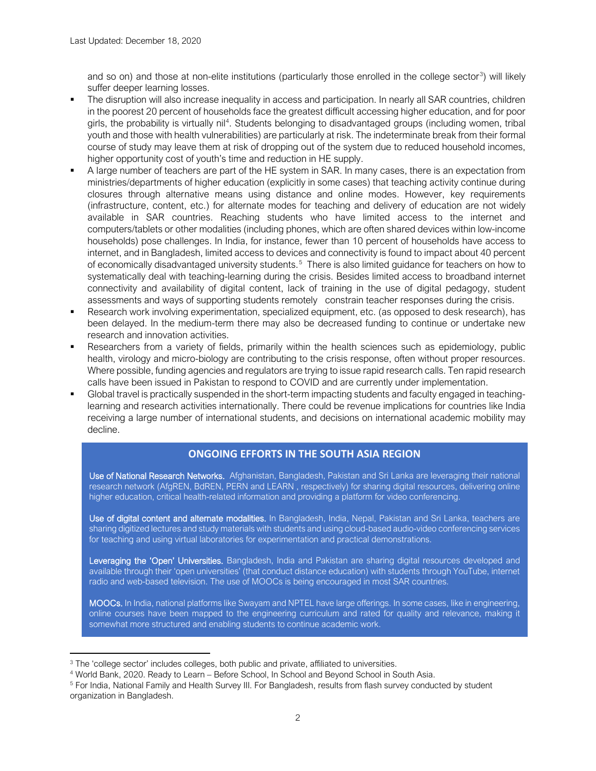and so on) and those at non-elite institutions (particularly those enrolled in the college sector[3]) will likely suffer deeper learning losses.

- The disruption will also increase inequality in access and participation. In nearly all SAR countries, children in the poorest 20 percent of households face the greatest difficult accessing higher education, and for poor girls, the probability is virtually nil[4]. Students belonging to disadvantaged groups (including women, tribal youth and those with health vulnerabilities) are particularly at risk. The indeterminate break from their formal course of study may leave them at risk of dropping out of the system due to reduced household incomes, higher opportunity cost of youth's time and reduction in HE supply.
- A large number of teachers are part of the HE system in SAR. In many cases, there is an expectation from ministries/departments of higher education (explicitly in some cases) that teaching activity continue during closures through alternative means using distance and online modes. However, key requirements (infrastructure, content, etc.) for alternate modes for teaching and delivery of education are not widely available in SAR countries. Reaching students who have limited access to the internet and computers/tablets or other modalities (including phones, which are often shared devices within low-income households) pose challenges. In India, for instance, fewer than 10 percent of households have access to internet, and in Bangladesh, limited access to devices and connectivity is found to impact about 40 percent of economically disadvantaged university students.[5] There is also limited guidance for teachers on how to systematically deal with teaching-learning during the crisis. Besides limited access to broadband internet connectivity and availability of digital content, lack of training in the use of digital pedagogy, student assessments and ways of supporting students remotely constrain teacher responses during the crisis.
- Research work involving experimentation, specialized equipment, etc. (as opposed to desk research), has been delayed. In the medium-term there may also be decreased funding to continue or undertake new research and innovation activities.
- Researchers from a variety of fields, primarily within the health sciences such as epidemiology, public health, virology and micro-biology are contributing to the crisis response, often without proper resources. Where possible, funding agencies and regulators are trying to issue rapid research calls. Ten rapid research calls have been issued in Pakistan to respond to COVID and are currently under implementation.
- Global travel is practically suspended in the short-term impacting students and faculty engaged in teaching-learning and research activities internationally. There could be revenue implications for countries like India receiving a large number of international students, and decisions on international academic mobility may decline.

## ONGOING EFFORTS IN THE SOUTH ASIA REGION

**Use of National Research Networks.** Afghanistan, Bangladesh, Pakistan and Sri Lanka are leveraging their national research network (AfgREN, BdREN, PERN and LEARN , respectively) for sharing digital resources, delivering online higher education, critical health-related information and providing a platform for video conferencing.

**Use of digital content and alternate modalities.** In Bangladesh, India, Nepal, Pakistan and Sri Lanka, teachers are sharing digitized lectures and study materials with students and using cloud-based audio-video conferencing services for teaching and using virtual laboratories for experimentation and practical demonstrations.

**Leveraging the 'Open' Universities.** Bangladesh, India and Pakistan are sharing digital resources developed and available through their 'open universities' (that conduct distance education) with students through YouTube, internet radio and web-based television. The use of MOOCs is being encouraged in most SAR countries.

**MOOCs.** In India, national platforms like Swayam and NPTEL have large offerings. In some cases, like in engineering, online courses have been mapped to the engineering curriculum and rated for quality and relevance, making it somewhat more structured and enabling students to continue academic work.

---

[3] The 'college sector' includes colleges, both public and private, affiliated to universities.

[4] World Bank, 2020. Ready to Learn – Before School, In School and Beyond School in South Asia.

[5] For India, National Family and Health Survey III. For Bangladesh, results from flash survey conducted by student organization in Bangladesh.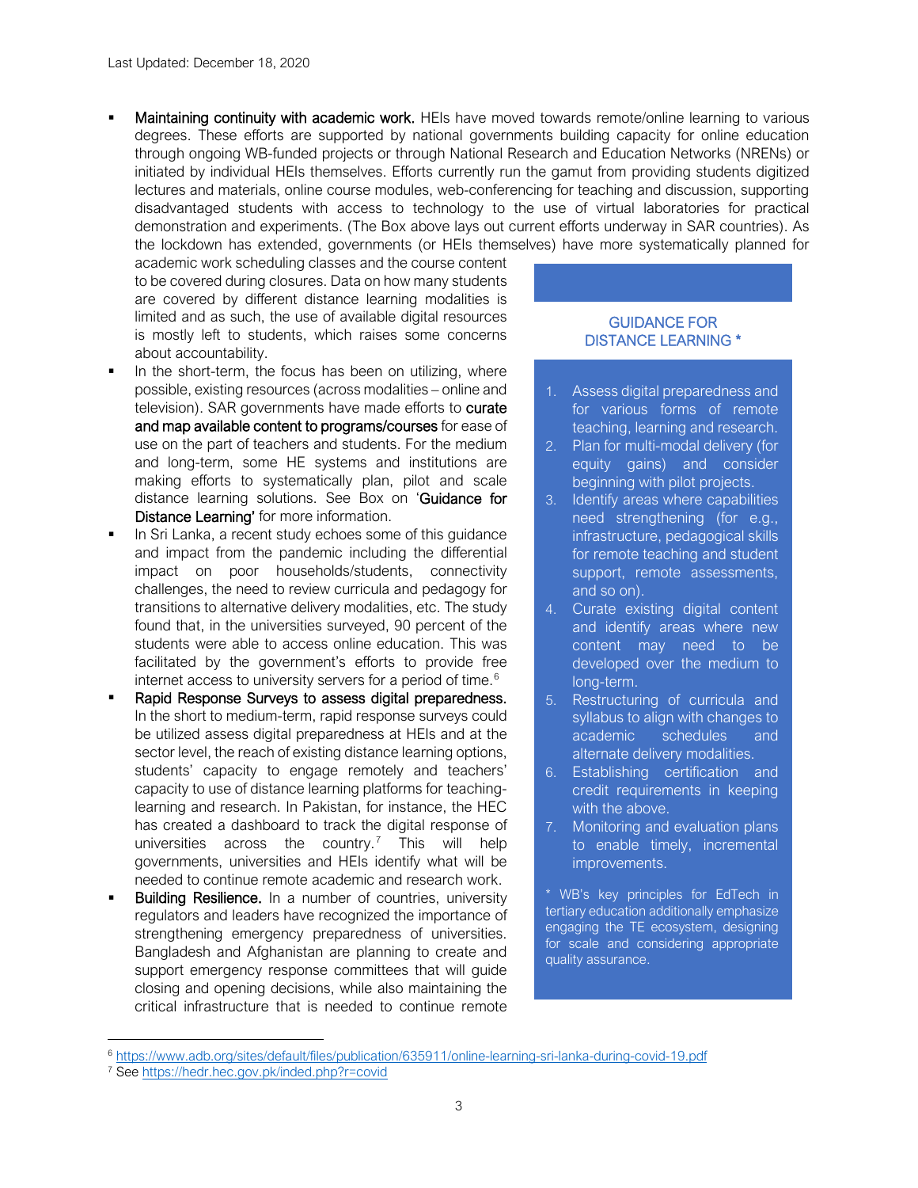- **Maintaining continuity with academic work.** HEIs have moved towards remote/online learning to various degrees. These efforts are supported by national governments building capacity for online education through ongoing WB-funded projects or through National Research and Education Networks (NRENs) or initiated by individual HEIs themselves. Efforts currently run the gamut from providing students digitized lectures and materials, online course modules, web-conferencing for teaching and discussion, supporting disadvantaged students with access to technology to the use of virtual laboratories for practical demonstration and experiments. (The Box above lays out current efforts underway in SAR countries). As the lockdown has extended, governments (or HEIs themselves) have more systematically planned for academic work scheduling classes and the course content to be covered during closures. Data on how many students are covered by different distance learning modalities is limited and as such, the use of available digital resources is mostly left to students, which raises some concerns about accountability.
- In the short-term, the focus has been on utilizing, where possible, existing resources (across modalities – online and television). SAR governments have made efforts to **curate and map available content to programs/courses** for ease of use on the part of teachers and students. For the medium and long-term, some HE systems and institutions are making efforts to systematically plan, pilot and scale distance learning solutions. See Box on '**Guidance for Distance Learning**' for more information.
- In Sri Lanka, a recent study echoes some of this guidance and impact from the pandemic including the differential impact on poor households/students, connectivity challenges, the need to review curricula and pedagogy for transitions to alternative delivery modalities, etc. The study found that, in the universities surveyed, 90 percent of the students were able to access online education. This was facilitated by the government's efforts to provide free internet access to university servers for a period of time.[6]
- **Rapid Response Surveys to assess digital preparedness.** In the short to medium-term, rapid response surveys could be utilized assess digital preparedness at HEIs and at the sector level, the reach of existing distance learning options, students' capacity to engage remotely and teachers' capacity to use of distance learning platforms for teaching-learning and research. In Pakistan, for instance, the HEC has created a dashboard to track the digital response of universities across the country.[7] This will help governments, universities and HEIs identify what will be needed to continue remote academic and research work.
- **Building Resilience.** In a number of countries, university regulators and leaders have recognized the importance of strengthening emergency preparedness of universities. Bangladesh and Afghanistan are planning to create and support emergency response committees that will guide closing and opening decisions, while also maintaining the critical infrastructure that is needed to continue remote

### GUIDANCE FOR DISTANCE LEARNING *

1. Assess digital preparedness and for various forms of remote teaching, learning and research.
2. Plan for multi-modal delivery (for equity gains) and consider beginning with pilot projects.
3. Identify areas where capabilities need strengthening (for e.g., infrastructure, pedagogical skills for remote teaching and student support, remote assessments, and so on).
4. Curate existing digital content and identify areas where new content may need to be developed over the medium to long-term.
5. Restructuring of curricula and syllabus to align with changes to academic schedules and alternate delivery modalities.
6. Establishing certification and credit requirements in keeping with the above.
7. Monitoring and evaluation plans to enable timely, incremental improvements.

* WB's key principles for EdTech in tertiary education additionally emphasize engaging the TE ecosystem, designing for scale and considering appropriate quality assurance.

---

[6] https://www.adb.org/sites/default/files/publication/635911/online-learning-sri-lanka-during-covid-19.pdf
[7] See https://hedr.hec.gov.pk/inded.php?r=covid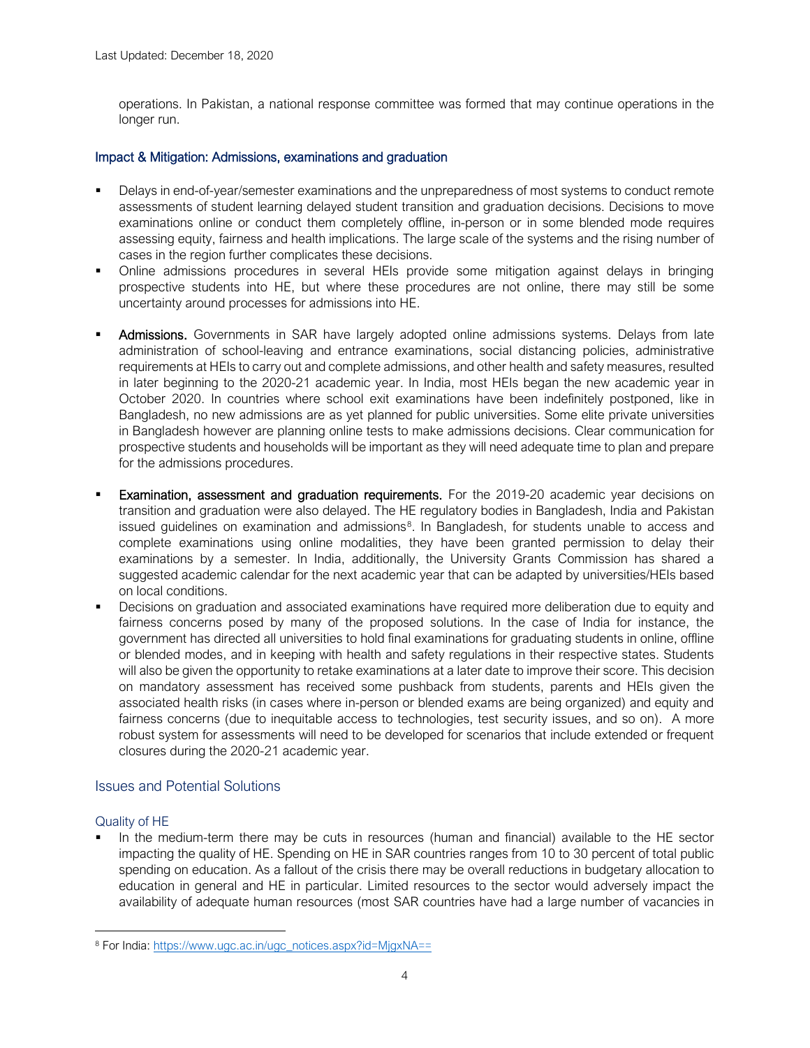operations. In Pakistan, a national response committee was formed that may continue operations in the longer run.

### Impact & Mitigation: Admissions, examinations and graduation

- Delays in end-of-year/semester examinations and the unpreparedness of most systems to conduct remote assessments of student learning delayed student transition and graduation decisions. Decisions to move examinations online or conduct them completely offline, in-person or in some blended mode requires assessing equity, fairness and health implications. The large scale of the systems and the rising number of cases in the region further complicates these decisions.
- Online admissions procedures in several HEIs provide some mitigation against delays in bringing prospective students into HE, but where these procedures are not online, there may still be some uncertainty around processes for admissions into HE.

- **Admissions.** Governments in SAR have largely adopted online admissions systems. Delays from late administration of school-leaving and entrance examinations, social distancing policies, administrative requirements at HEIs to carry out and complete admissions, and other health and safety measures, resulted in later beginning to the 2020-21 academic year. In India, most HEIs began the new academic year in October 2020. In countries where school exit examinations have been indefinitely postponed, like in Bangladesh, no new admissions are as yet planned for public universities. Some elite private universities in Bangladesh however are planning online tests to make admissions decisions. Clear communication for prospective students and households will be important as they will need adequate time to plan and prepare for the admissions procedures.

- **Examination, assessment and graduation requirements.** For the 2019-20 academic year decisions on transition and graduation were also delayed. The HE regulatory bodies in Bangladesh, India and Pakistan issued guidelines on examination and admissions[8]. In Bangladesh, for students unable to access and complete examinations using online modalities, they have been granted permission to delay their examinations by a semester. In India, additionally, the University Grants Commission has shared a suggested academic calendar for the next academic year that can be adapted by universities/HEIs based on local conditions.
- Decisions on graduation and associated examinations have required more deliberation due to equity and fairness concerns posed by many of the proposed solutions. In the case of India for instance, the government has directed all universities to hold final examinations for graduating students in online, offline or blended modes, and in keeping with health and safety regulations in their respective states. Students will also be given the opportunity to retake examinations at a later date to improve their score. This decision on mandatory assessment has received some pushback from students, parents and HEIs given the associated health risks (in cases where in-person or blended exams are being organized) and equity and fairness concerns (due to inequitable access to technologies, test security issues, and so on). A more robust system for assessments will need to be developed for scenarios that include extended or frequent closures during the 2020-21 academic year.

## Issues and Potential Solutions

### Quality of HE

- In the medium-term there may be cuts in resources (human and financial) available to the HE sector impacting the quality of HE. Spending on HE in SAR countries ranges from 10 to 30 percent of total public spending on education. As a fallout of the crisis there may be overall reductions in budgetary allocation to education in general and HE in particular. Limited resources to the sector would adversely impact the availability of adequate human resources (most SAR countries have had a large number of vacancies in

[8] For India: https://www.ugc.ac.in/ugc_notices.aspx?id=MjgxNA==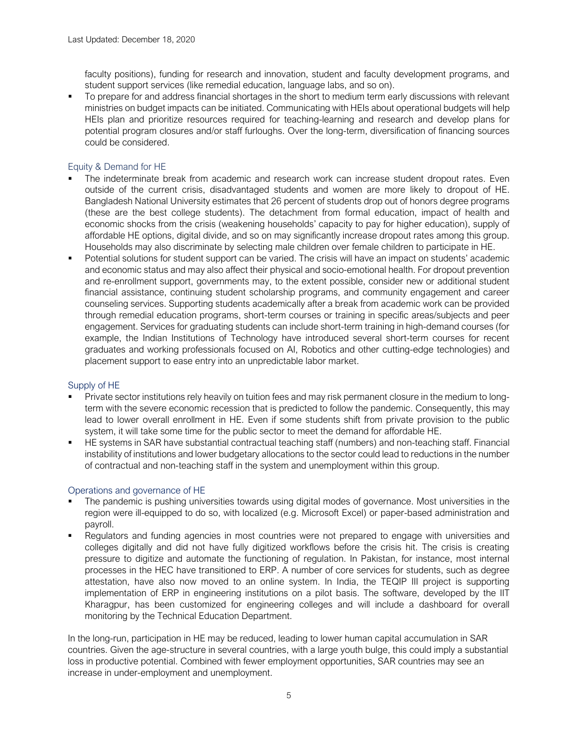faculty positions), funding for research and innovation, student and faculty development programs, and student support services (like remedial education, language labs, and so on).

- To prepare for and address financial shortages in the short to medium term early discussions with relevant ministries on budget impacts can be initiated. Communicating with HEIs about operational budgets will help HEIs plan and prioritize resources required for teaching-learning and research and develop plans for potential program closures and/or staff furloughs. Over the long-term, diversification of financing sources could be considered.

### Equity & Demand for HE

- The indeterminate break from academic and research work can increase student dropout rates. Even outside of the current crisis, disadvantaged students and women are more likely to dropout of HE. Bangladesh National University estimates that 26 percent of students drop out of honors degree programs (these are the best college students). The detachment from formal education, impact of health and economic shocks from the crisis (weakening households' capacity to pay for higher education), supply of affordable HE options, digital divide, and so on may significantly increase dropout rates among this group. Households may also discriminate by selecting male children over female children to participate in HE.
- Potential solutions for student support can be varied. The crisis will have an impact on students' academic and economic status and may also affect their physical and socio-emotional health. For dropout prevention and re-enrollment support, governments may, to the extent possible, consider new or additional student financial assistance, continuing student scholarship programs, and community engagement and career counseling services. Supporting students academically after a break from academic work can be provided through remedial education programs, short-term courses or training in specific areas/subjects and peer engagement. Services for graduating students can include short-term training in high-demand courses (for example, the Indian Institutions of Technology have introduced several short-term courses for recent graduates and working professionals focused on AI, Robotics and other cutting-edge technologies) and placement support to ease entry into an unpredictable labor market.

### Supply of HE

- Private sector institutions rely heavily on tuition fees and may risk permanent closure in the medium to long-term with the severe economic recession that is predicted to follow the pandemic. Consequently, this may lead to lower overall enrollment in HE. Even if some students shift from private provision to the public system, it will take some time for the public sector to meet the demand for affordable HE.
- HE systems in SAR have substantial contractual teaching staff (numbers) and non-teaching staff. Financial instability of institutions and lower budgetary allocations to the sector could lead to reductions in the number of contractual and non-teaching staff in the system and unemployment within this group.

### Operations and governance of HE

- The pandemic is pushing universities towards using digital modes of governance. Most universities in the region were ill-equipped to do so, with localized (e.g. Microsoft Excel) or paper-based administration and payroll.
- Regulators and funding agencies in most countries were not prepared to engage with universities and colleges digitally and did not have fully digitized workflows before the crisis hit. The crisis is creating pressure to digitize and automate the functioning of regulation. In Pakistan, for instance, most internal processes in the HEC have transitioned to ERP. A number of core services for students, such as degree attestation, have also now moved to an online system. In India, the TEQIP III project is supporting implementation of ERP in engineering institutions on a pilot basis. The software, developed by the IIT Kharagpur, has been customized for engineering colleges and will include a dashboard for overall monitoring by the Technical Education Department.

In the long-run, participation in HE may be reduced, leading to lower human capital accumulation in SAR countries. Given the age-structure in several countries, with a large youth bulge, this could imply a substantial loss in productive potential. Combined with fewer employment opportunities, SAR countries may see an increase in under-employment and unemployment.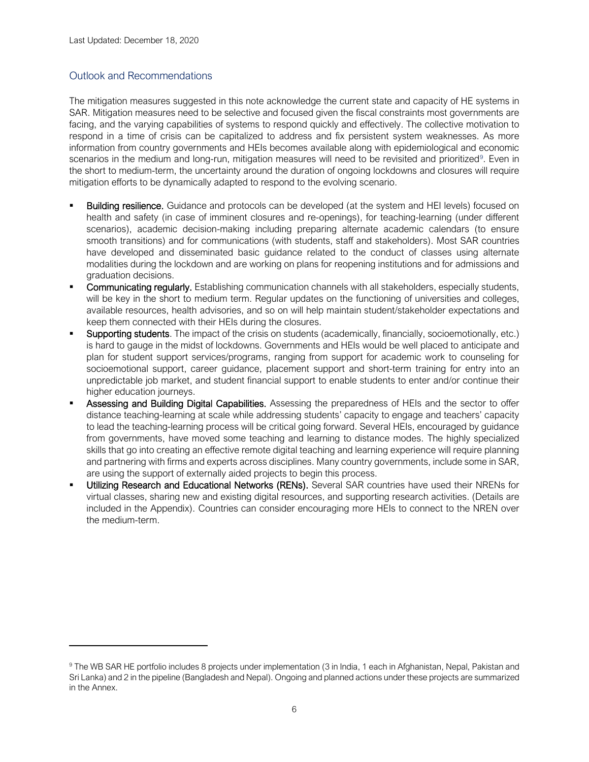## Outlook and Recommendations

The mitigation measures suggested in this note acknowledge the current state and capacity of HE systems in SAR. Mitigation measures need to be selective and focused given the fiscal constraints most governments are facing, and the varying capabilities of systems to respond quickly and effectively. The collective motivation to respond in a time of crisis can be capitalized to address and fix persistent system weaknesses. As more information from country governments and HEIs becomes available along with epidemiological and economic scenarios in the medium and long-run, mitigation measures will need to be revisited and prioritized[9]. Even in the short to medium-term, the uncertainty around the duration of ongoing lockdowns and closures will require mitigation efforts to be dynamically adapted to respond to the evolving scenario.

- **Building resilience.** Guidance and protocols can be developed (at the system and HEI levels) focused on health and safety (in case of imminent closures and re-openings), for teaching-learning (under different scenarios), academic decision-making including preparing alternate academic calendars (to ensure smooth transitions) and for communications (with students, staff and stakeholders). Most SAR countries have developed and disseminated basic guidance related to the conduct of classes using alternate modalities during the lockdown and are working on plans for reopening institutions and for admissions and graduation decisions.
- **Communicating regularly.** Establishing communication channels with all stakeholders, especially students, will be key in the short to medium term. Regular updates on the functioning of universities and colleges, available resources, health advisories, and so on will help maintain student/stakeholder expectations and keep them connected with their HEIs during the closures.
- **Supporting students**. The impact of the crisis on students (academically, financially, socioemotionally, etc.) is hard to gauge in the midst of lockdowns. Governments and HEIs would be well placed to anticipate and plan for student support services/programs, ranging from support for academic work to counseling for socioemotional support, career guidance, placement support and short-term training for entry into an unpredictable job market, and student financial support to enable students to enter and/or continue their higher education journeys.
- **Assessing and Building Digital Capabilities.** Assessing the preparedness of HEIs and the sector to offer distance teaching-learning at scale while addressing students' capacity to engage and teachers' capacity to lead the teaching-learning process will be critical going forward. Several HEIs, encouraged by guidance from governments, have moved some teaching and learning to distance modes. The highly specialized skills that go into creating an effective remote digital teaching and learning experience will require planning and partnering with firms and experts across disciplines. Many country governments, include some in SAR, are using the support of externally aided projects to begin this process.
- **Utilizing Research and Educational Networks (RENs).** Several SAR countries have used their NRENs for virtual classes, sharing new and existing digital resources, and supporting research activities. (Details are included in the Appendix). Countries can consider encouraging more HEIs to connect to the NREN over the medium-term.

---

[9] The WB SAR HE portfolio includes 8 projects under implementation (3 in India, 1 each in Afghanistan, Nepal, Pakistan and Sri Lanka) and 2 in the pipeline (Bangladesh and Nepal). Ongoing and planned actions under these projects are summarized in the Annex.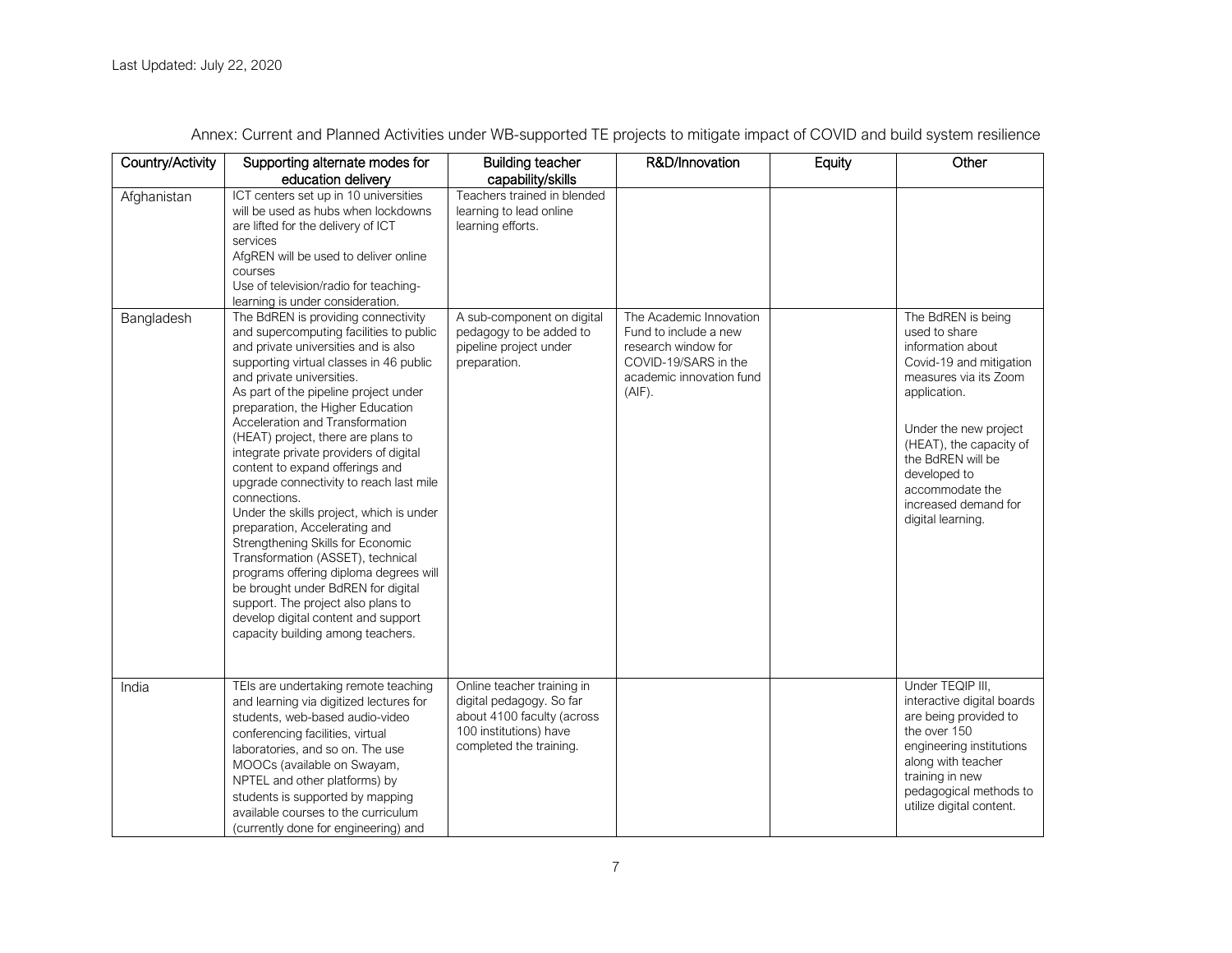Last Updated: July 22, 2020

Annex: Current and Planned Activities under WB-supported TE projects to mitigate impact of COVID and build system resilience

| Country/Activity | Supporting alternate modes for education delivery | Building teacher capability/skills | R&D/Innovation | Equity | Other |
|---|---|---|---|---|---|
| Afghanistan | ICT centers set up in 10 universities will be used as hubs when lockdowns are lifted for the delivery of ICT services<br>AfgREN will be used to deliver online courses<br>Use of television/radio for teaching-learning is under consideration. | Teachers trained in blended learning to lead online learning efforts. | | | |
| Bangladesh | The BdREN is providing connectivity and supercomputing facilities to public and private universities and is also supporting virtual classes in 46 public and private universities.<br>As part of the pipeline project under preparation, the Higher Education Acceleration and Transformation (HEAT) project, there are plans to integrate private providers of digital content to expand offerings and upgrade connectivity to reach last mile connections.<br>Under the skills project, which is under preparation, Accelerating and Strengthening Skills for Economic Transformation (ASSET), technical programs offering diploma degrees will be brought under BdREN for digital support. The project also plans to develop digital content and support capacity building among teachers. | A sub-component on digital pedagogy to be added to pipeline project under preparation. | The Academic Innovation Fund to include a new research window for COVID-19/SARS in the academic innovation fund (AIF). | | The BdREN is being used to share information about Covid-19 and mitigation measures via its Zoom application.<br><br>Under the new project (HEAT), the capacity of the BdREN will be developed to accommodate the increased demand for digital learning. |
| India | TEIs are undertaking remote teaching and learning via digitized lectures for students, web-based audio-video conferencing facilities, virtual laboratories, and so on. The use MOOCs (available on Swayam, NPTEL and other platforms) by students is supported by mapping available courses to the curriculum (currently done for engineering) and | Online teacher training in digital pedagogy. So far about 4100 faculty (across 100 institutions) have completed the training. | | | Under TEQIP III, interactive digital boards are being provided to the over 150 engineering institutions along with teacher training in new pedagogical methods to utilize digital content. |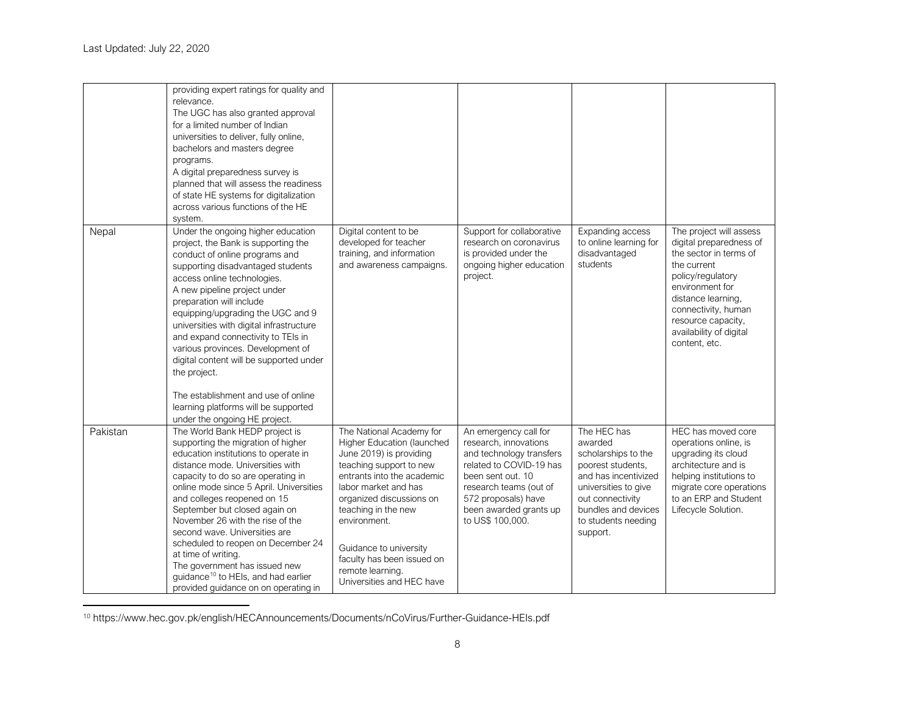Last Updated: July 22, 2020

| | | | | | |
|---|---|---|---|---|---|
| | providing expert ratings for quality and relevance.<br>The UGC has also granted approval for a limited number of Indian universities to deliver, fully online, bachelors and masters degree programs.<br>A digital preparedness survey is planned that will assess the readiness of state HE systems for digitalization across various functions of the HE system. | | | | |
| Nepal | Under the ongoing higher education project, the Bank is supporting the conduct of online programs and supporting disadvantaged students access online technologies.<br>A new pipeline project under preparation will include equipping/upgrading the UGC and 9 universities with digital infrastructure and expand connectivity to TEIs in various provinces. Development of digital content will be supported under the project.<br><br>The establishment and use of online learning platforms will be supported under the ongoing HE project. | Digital content to be developed for teacher training, and information and awareness campaigns. | Support for collaborative research on coronavirus is provided under the ongoing higher education project. | Expanding access to online learning for disadvantaged students | The project will assess digital preparedness of the sector in terms of the current policy/regulatory environment for distance learning, connectivity, human resource capacity, availability of digital content, etc. |
| Pakistan | The World Bank HEDP project is supporting the migration of higher education institutions to operate in distance mode. Universities with capacity to do so are operating in online mode since 5 April. Universities and colleges reopened on 15 September but closed again on November 26 with the rise of the second wave. Universities are scheduled to reopen on December 24 at time of writing.<br>The government has issued new guidance[10] to HEIs, and had earlier provided guidance on on operating in | The National Academy for Higher Education (launched June 2019) is providing teaching support to new entrants into the academic labor market and has organized discussions on teaching in the new environment.<br><br>Guidance to university faculty has been issued on remote learning.<br>Universities and HEC have | An emergency call for research, innovations and technology transfers related to COVID-19 has been sent out. 10 research teams (out of 572 proposals) have been awarded grants up to US$ 100,000. | The HEC has awarded scholarships to the poorest students, and has incentivized universities to give out connectivity bundles and devices to students needing support. | HEC has moved core operations online, is upgrading its cloud architecture and is helping institutions to migrate core operations to an ERP and Student Lifecycle Solution. |

[10] https://www.hec.gov.pk/english/HECAnnouncements/Documents/nCoVirus/Further-Guidance-HEIs.pdf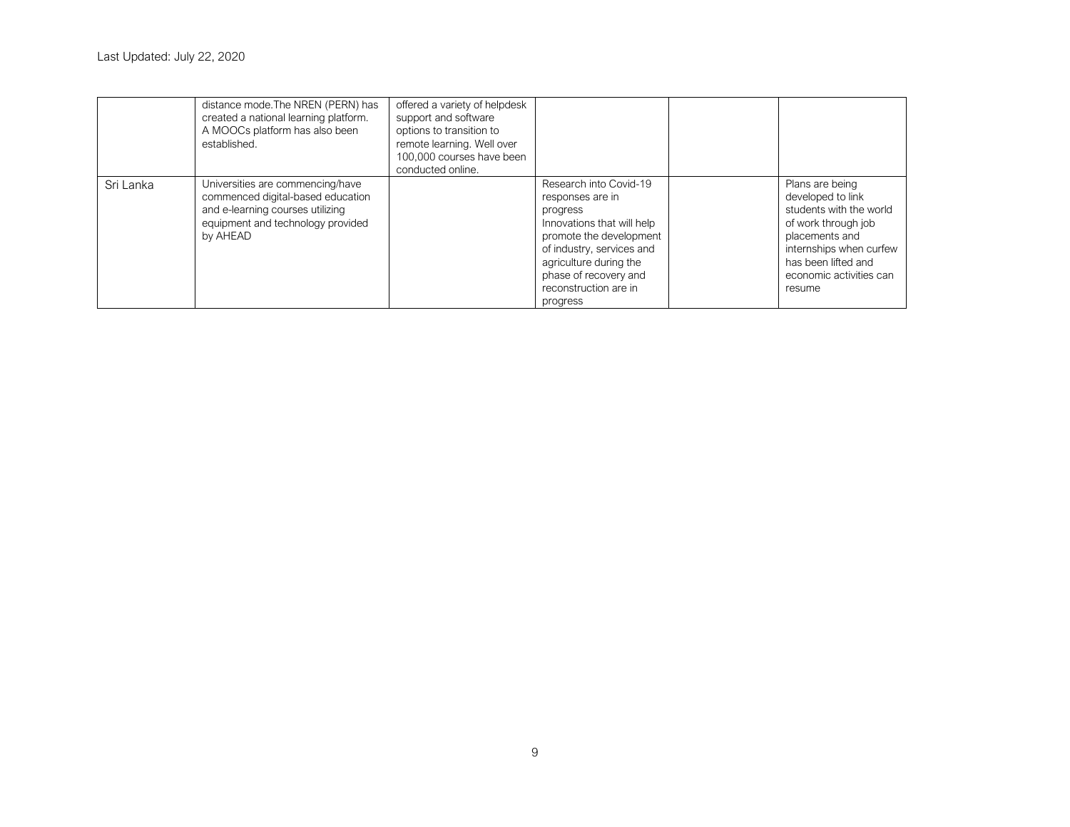Last Updated: July 22, 2020

| | | | | | |
|---|---|---|---|---|---|
| | distance mode.The NREN (PERN) has created a national learning platform. A MOOCs platform has also been established. | offered a variety of helpdesk support and software options to transition to remote learning. Well over 100,000 courses have been conducted online. | | | |
| Sri Lanka | Universities are commencing/have commenced digital-based education and e-learning courses utilizing equipment and technology provided by AHEAD | | Research into Covid-19 responses are in progress Innovations that will help promote the development of industry, services and agriculture during the phase of recovery and reconstruction are in progress | | Plans are being developed to link students with the world of work through job placements and internships when curfew has been lifted and economic activities can resume |